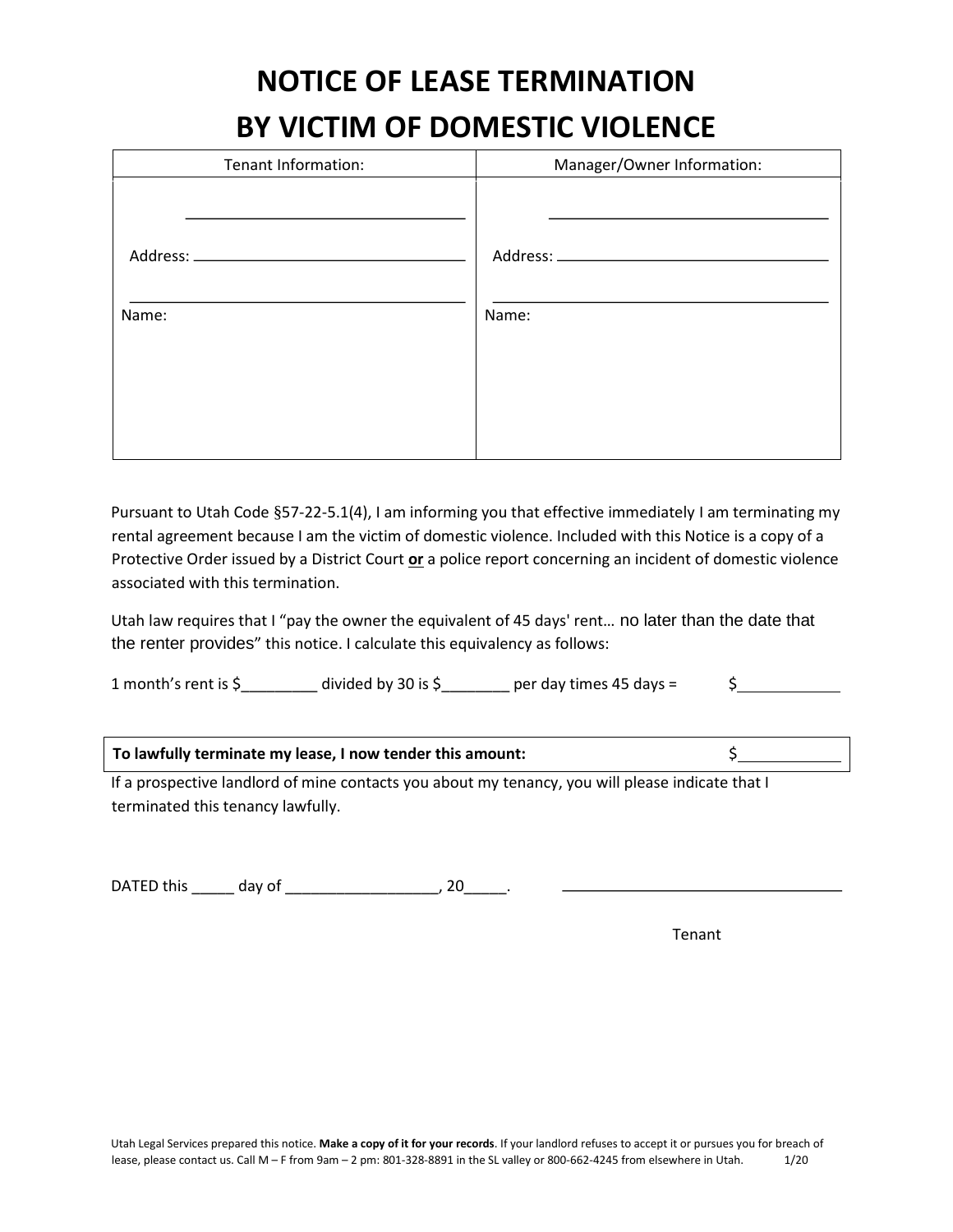# NOTICE OF LEASE TERMINATION BY VICTIM OF DOMESTIC VIOLENCE

| Tenant Information: | Manager/Owner Information: |
| --- | --- |
| Name: ______________________ | Name: ______________________ |
| Address: ______________________ | Address: ______________________ |
| ______________________ | ______________________ |

Pursuant to Utah Code §57-22-5.1(4), I am informing you that effective immediately I am terminating my rental agreement because I am the victim of domestic violence. Included with this Notice is a copy of a Protective Order issued by a District Court **or** a police report concerning an incident of domestic violence associated with this termination.

Utah law requires that I "pay the owner the equivalent of 45 days' rent… no later than the date that the renter provides" this notice. I calculate this equivalency as follows:

1 month's rent is $_________ divided by 30 is $________ per day times 45 days = $____________

| **To lawfully terminate my lease, I now tender this amount:** | $____________ |
| --- | --- |

If a prospective landlord of mine contacts you about my tenancy, you will please indicate that I terminated this tenancy lawfully.

DATED this _____ day of __________________, 20_____.

__________________________________
Tenant

Utah Legal Services prepared this notice. **Make a copy of it for your records**. If your landlord refuses to accept it or pursues you for breach of lease, please contact us. Call M – F from 9am – 2 pm: 801-328-8891 in the SL valley or 800-662-4245 from elsewhere in Utah. 1/20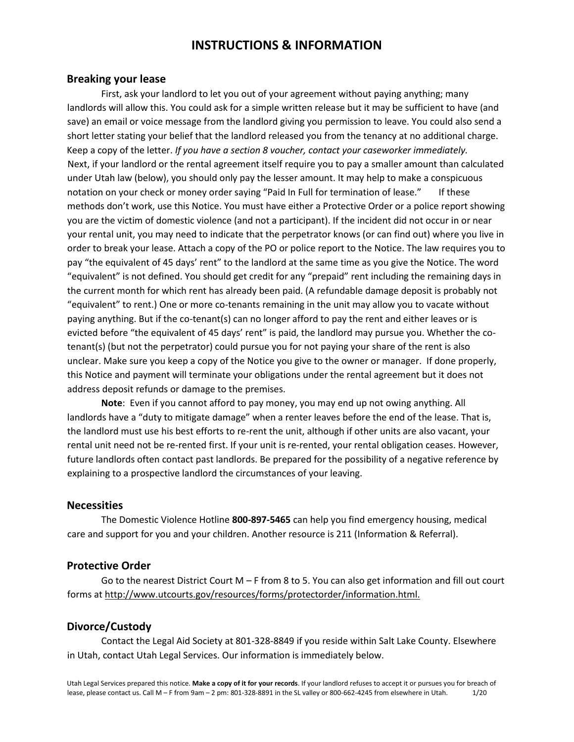# INSTRUCTIONS & INFORMATION

## Breaking your lease

First, ask your landlord to let you out of your agreement without paying anything; many landlords will allow this. You could ask for a simple written release but it may be sufficient to have (and save) an email or voice message from the landlord giving you permission to leave. You could also send a short letter stating your belief that the landlord released you from the tenancy at no additional charge. Keep a copy of the letter. *If you have a section 8 voucher, contact your caseworker immediately.* Next, if your landlord or the rental agreement itself require you to pay a smaller amount than calculated under Utah law (below), you should only pay the lesser amount. It may help to make a conspicuous notation on your check or money order saying "Paid In Full for termination of lease." If these methods don't work, use this Notice. You must have either a Protective Order or a police report showing you are the victim of domestic violence (and not a participant). If the incident did not occur in or near your rental unit, you may need to indicate that the perpetrator knows (or can find out) where you live in order to break your lease. Attach a copy of the PO or police report to the Notice. The law requires you to pay "the equivalent of 45 days' rent" to the landlord at the same time as you give the Notice. The word "equivalent" is not defined. You should get credit for any "prepaid" rent including the remaining days in the current month for which rent has already been paid. (A refundable damage deposit is probably not "equivalent" to rent.) One or more co-tenants remaining in the unit may allow you to vacate without paying anything. But if the co-tenant(s) can no longer afford to pay the rent and either leaves or is evicted before "the equivalent of 45 days' rent" is paid, the landlord may pursue you. Whether the co-tenant(s) (but not the perpetrator) could pursue you for not paying your share of the rent is also unclear. Make sure you keep a copy of the Notice you give to the owner or manager. If done properly, this Notice and payment will terminate your obligations under the rental agreement but it does not address deposit refunds or damage to the premises.

**Note**: Even if you cannot afford to pay money, you may end up not owing anything. All landlords have a "duty to mitigate damage" when a renter leaves before the end of the lease. That is, the landlord must use his best efforts to re-rent the unit, although if other units are also vacant, your rental unit need not be re-rented first. If your unit is re-rented, your rental obligation ceases. However, future landlords often contact past landlords. Be prepared for the possibility of a negative reference by explaining to a prospective landlord the circumstances of your leaving.

## Necessities

The Domestic Violence Hotline **800-897-5465** can help you find emergency housing, medical care and support for you and your children. Another resource is 211 (Information & Referral).

## Protective Order

Go to the nearest District Court M – F from 8 to 5. You can also get information and fill out court forms at http://www.utcourts.gov/resources/forms/protectorder/information.html.

## Divorce/Custody

Contact the Legal Aid Society at 801-328-8849 if you reside within Salt Lake County. Elsewhere in Utah, contact Utah Legal Services. Our information is immediately below.

Utah Legal Services prepared this notice. **Make a copy of it for your records**. If your landlord refuses to accept it or pursues you for breach of lease, please contact us. Call M – F from 9am – 2 pm: 801-328-8891 in the SL valley or 800-662-4245 from elsewhere in Utah. 1/20